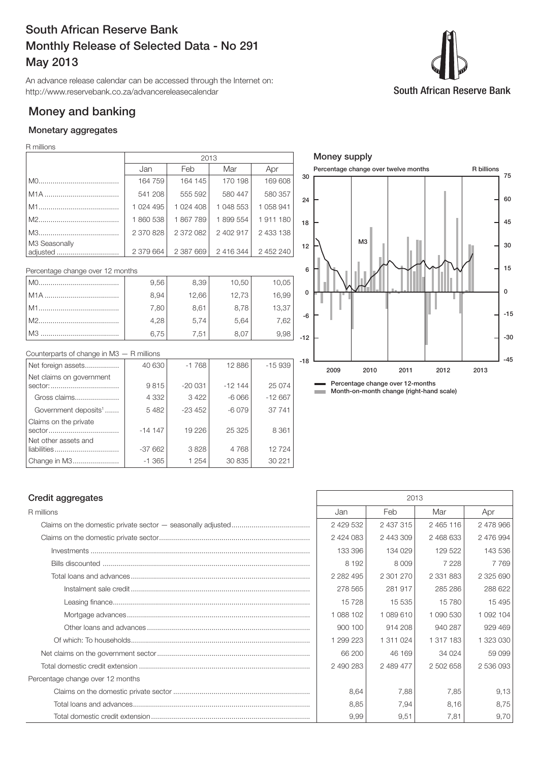# South African Reserve Bank
# Monthly Release of Selected Data - No 291
# May 2013

An advance release calendar can be accessed through the Internet on:
http://www.reservebank.co.za/advancereleasecalendar

South African Reserve Bank

## Money and banking

### Monetary aggregates

R millions

| | 2013 | | | |
|---|---|---|---|---|
| | Jan | Feb | Mar | Apr |
| M0 | 164 759 | 164 145 | 170 198 | 169 608 |
| M1A | 541 208 | 555 592 | 580 447 | 580 357 |
| M1 | 1 024 495 | 1 024 408 | 1 048 553 | 1 058 941 |
| M2 | 1 860 538 | 1 867 789 | 1 899 554 | 1 911 180 |
| M3 | 2 370 828 | 2 372 082 | 2 402 917 | 2 433 138 |
| M3 Seasonally adjusted | 2 379 664 | 2 387 669 | 2 416 344 | 2 452 240 |

Percentage change over 12 months

| | | | | |
|---|---|---|---|---|
| M0 | 9,56 | 8,39 | 10,50 | 10,05 |
| M1A | 8,94 | 12,66 | 12,73 | 16,99 |
| M1 | 7,80 | 8,61 | 8,78 | 13,37 |
| M2 | 4,28 | 5,74 | 5,64 | 7,62 |
| M3 | 6,75 | 7,51 | 8,07 | 9,98 |

Counterparts of change in M3 — R millions

| | | | | |
|---|---|---|---|---|
| Net foreign assets | 40 630 | -1 768 | 12 886 | -15 939 |
| Net claims on government sector: | 9 815 | -20 031 | -12 144 | 25 074 |
| Gross claims | 4 332 | 3 422 | -6 066 | -12 667 |
| Government deposits[1] | 5 482 | -23 452 | -6 079 | 37 741 |
| Claims on the private sector | -14 147 | 19 226 | 25 325 | 8 361 |
| Net other assets and liabilities | -37 662 | 3 828 | 4 768 | 12 724 |
| Change in M3 | -1 365 | 1 254 | 30 835 | 30 221 |

### Money supply

Percentage change over twelve months

R billions

30 24 18 12 6 0 -6 -12 -18

75 60 45 30 15 0 -15 -30 -45

M3

2009 2010 2011 2012 2013

Percentage change over 12-months
Month-on-month change (right-hand scale)

### Credit aggregates

| R millions | 2013 | | | |
|---|---|---|---|---|
| | Jan | Feb | Mar | Apr |
| Claims on the domestic private sector — seasonally adjusted | 2 429 532 | 2 437 315 | 2 465 116 | 2 478 966 |
| Claims on the domestic private sector | 2 424 083 | 2 443 309 | 2 468 633 | 2 476 994 |
| Investments | 133 396 | 134 029 | 129 522 | 143 536 |
| Bills discounted | 8 192 | 8 009 | 7 228 | 7 769 |
| Total loans and advances | 2 282 495 | 2 301 270 | 2 331 883 | 2 325 690 |
| Instalment sale credit | 278 565 | 281 917 | 285 286 | 288 622 |
| Leasing finance | 15 728 | 15 535 | 15 780 | 15 495 |
| Mortgage advances | 1 088 102 | 1 089 610 | 1 090 530 | 1 092 104 |
| Other loans and advances | 900 100 | 914 208 | 940 287 | 929 469 |
| Of which: To households | 1 299 223 | 1 311 024 | 1 317 183 | 1 323 030 |
| Net claims on the government sector | 66 200 | 46 169 | 34 024 | 59 099 |
| Total domestic credit extension | 2 490 283 | 2 489 477 | 2 502 658 | 2 536 093 |
| Percentage change over 12 months | | | | |
| Claims on the domestic private sector | 8,64 | 7,88 | 7,85 | 9,13 |
| Total loans and advances | 8,85 | 7,94 | 8,16 | 8,75 |
| Total domestic credit extension | 9,99 | 9,51 | 7,81 | 9,70 |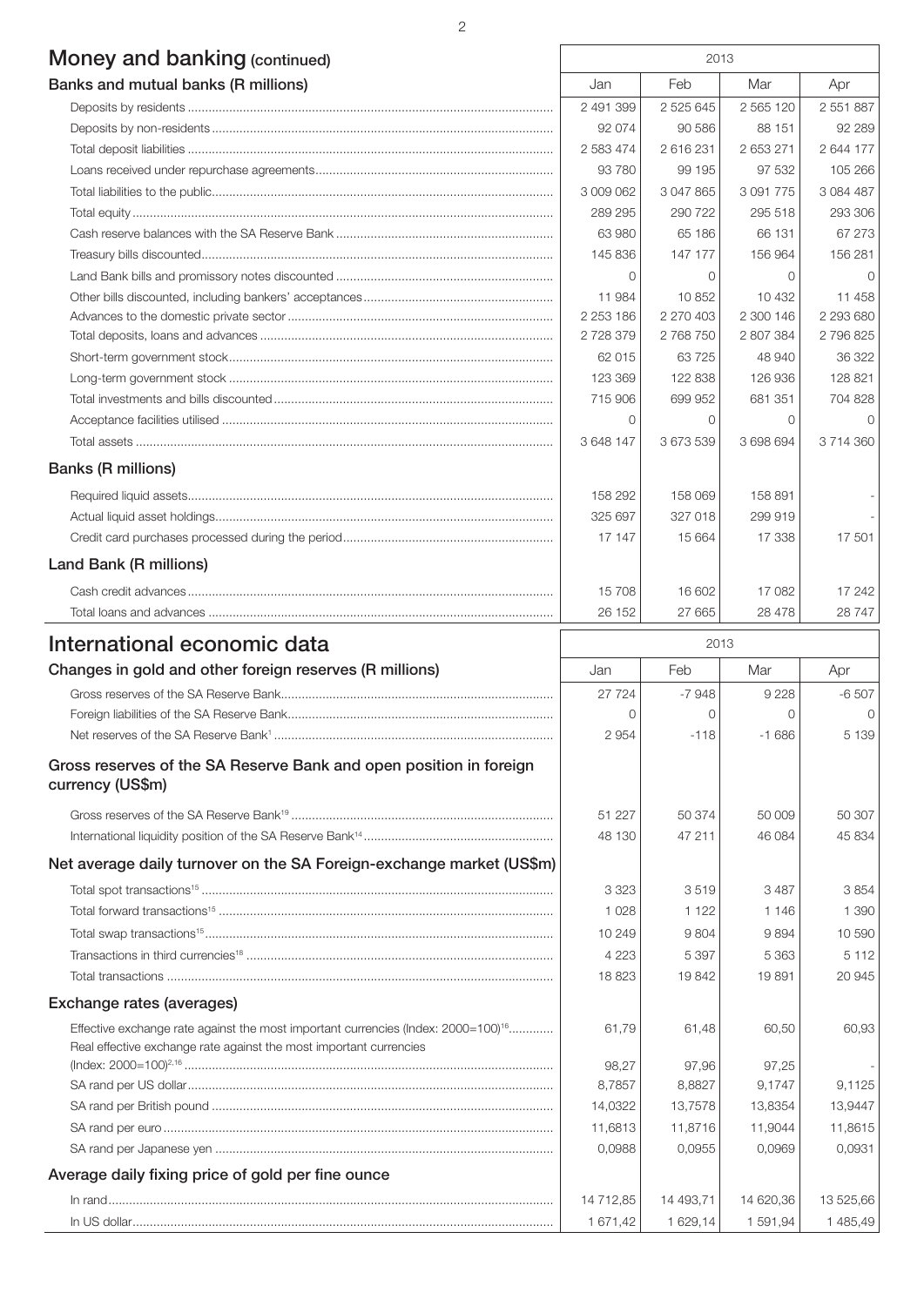# Money and banking (continued)

| Banks and mutual banks (R millions) | 2013 Jan | Feb | Mar | Apr |
|---|---|---|---|---|
| Deposits by residents | 2 491 399 | 2 525 645 | 2 565 120 | 2 551 887 |
| Deposits by non-residents | 92 074 | 90 586 | 88 151 | 92 289 |
| Total deposit liabilities | 2 583 474 | 2 616 231 | 2 653 271 | 2 644 177 |
| Loans received under repurchase agreements | 93 780 | 99 195 | 97 532 | 105 266 |
| Total liabilities to the public | 3 009 062 | 3 047 865 | 3 091 775 | 3 084 487 |
| Total equity | 289 295 | 290 722 | 295 518 | 293 306 |
| Cash reserve balances with the SA Reserve Bank | 63 980 | 65 186 | 66 131 | 67 273 |
| Treasury bills discounted | 145 836 | 147 177 | 156 964 | 156 281 |
| Land Bank bills and promissory notes discounted | 0 | 0 | 0 | 0 |
| Other bills discounted, including bankers' acceptances | 11 984 | 10 852 | 10 432 | 11 458 |
| Advances to the domestic private sector | 2 253 186 | 2 270 403 | 2 300 146 | 2 293 680 |
| Total deposits, loans and advances | 2 728 379 | 2 768 750 | 2 807 384 | 2 796 825 |
| Short-term government stock | 62 015 | 63 725 | 48 940 | 36 322 |
| Long-term government stock | 123 369 | 122 838 | 126 936 | 128 821 |
| Total investments and bills discounted | 715 906 | 699 952 | 681 351 | 704 828 |
| Acceptance facilities utilised | 0 | 0 | 0 | 0 |
| Total assets | 3 648 147 | 3 673 539 | 3 698 694 | 3 714 360 |
| **Banks (R millions)** | | | | |
| Required liquid assets | 158 292 | 158 069 | 158 891 | - |
| Actual liquid asset holdings | 325 697 | 327 018 | 299 919 | - |
| Credit card purchases processed during the period | 17 147 | 15 664 | 17 338 | 17 501 |
| **Land Bank (R millions)** | | | | |
| Cash credit advances | 15 708 | 16 602 | 17 082 | 17 242 |
| Total loans and advances | 26 152 | 27 665 | 28 478 | 28 747 |

# International economic data

| Changes in gold and other foreign reserves (R millions) | 2013 Jan | Feb | Mar | Apr |
|---|---|---|---|---|
| Gross reserves of the SA Reserve Bank | 27 724 | -7 948 | 9 228 | -6 507 |
| Foreign liabilities of the SA Reserve Bank | 0 | 0 | 0 | 0 |
| Net reserves of the SA Reserve Bank[1] | 2 954 | -118 | -1 686 | 5 139 |
| **Gross reserves of the SA Reserve Bank and open position in foreign currency (US$m)** | | | | |
| Gross reserves of the SA Reserve Bank[19] | 51 227 | 50 374 | 50 009 | 50 307 |
| International liquidity position of the SA Reserve Bank[14] | 48 130 | 47 211 | 46 084 | 45 834 |
| **Net average daily turnover on the SA Foreign-exchange market (US$m)** | | | | |
| Total spot transactions[15] | 3 323 | 3 519 | 3 487 | 3 854 |
| Total forward transactions[15] | 1 028 | 1 122 | 1 146 | 1 390 |
| Total swap transactions[15] | 10 249 | 9 804 | 9 894 | 10 590 |
| Transactions in third currencies[18] | 4 223 | 5 397 | 5 363 | 5 112 |
| Total transactions | 18 823 | 19 842 | 19 891 | 20 945 |
| **Exchange rates (averages)** | | | | |
| Effective exchange rate against the most important currencies (Index: 2000=100)[16] | 61,79 | 61,48 | 60,50 | 60,93 |
| Real effective exchange rate against the most important currencies (Index: 2000=100)[2,16] | 98,27 | 97,96 | 97,25 | - |
| SA rand per US dollar | 8,7857 | 8,8827 | 9,1747 | 9,1125 |
| SA rand per British pound | 14,0322 | 13,7578 | 13,8354 | 13,9447 |
| SA rand per euro | 11,6813 | 11,8716 | 11,9044 | 11,8615 |
| SA rand per Japanese yen | 0,0988 | 0,0955 | 0,0969 | 0,0931 |
| **Average daily fixing price of gold per fine ounce** | | | | |
| In rand | 14 712,85 | 14 493,71 | 14 620,36 | 13 525,66 |
| In US dollar | 1 671,42 | 1 629,14 | 1 591,94 | 1 485,49 |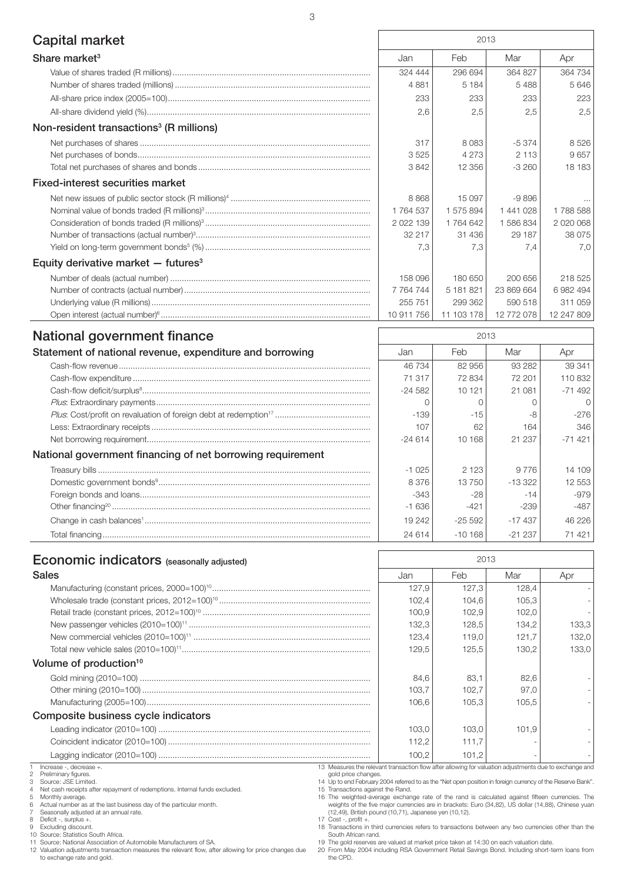## Capital market

| | 2013 | | | |
|---|---|---|---|---|
| **Share market**[3] | Jan | Feb | Mar | Apr |
| Value of shares traded (R millions) | 324 444 | 296 694 | 364 827 | 364 734 |
| Number of shares traded (millions) | 4 881 | 5 184 | 5 488 | 5 646 |
| All-share price index (2005=100) | 233 | 233 | 233 | 223 |
| All-share dividend yield (%) | 2,6 | 2,5 | 2,5 | 2,5 |
| **Non-resident transactions**[3] **(R millions)** | | | | |
| Net purchases of shares | 317 | 8 083 | -5 374 | 8 526 |
| Net purchases of bonds | 3 525 | 4 273 | 2 113 | 9 657 |
| Total net purchases of shares and bonds | 3 842 | 12 356 | -3 260 | 18 183 |
| **Fixed-interest securities market** | | | | |
| Net new issues of public sector stock (R millions)[4] | 8 868 | 15 097 | -9 896 | ... |
| Nominal value of bonds traded (R millions)[3] | 1 764 537 | 1 575 894 | 1 441 028 | 1 788 588 |
| Consideration of bonds traded (R millions)[3] | 2 022 139 | 1 764 642 | 1 586 834 | 2 020 068 |
| Number of transactions (actual number)[3] | 32 217 | 31 436 | 29 187 | 38 075 |
| Yield on long-term government bonds[5] (%) | 7,3 | 7,3 | 7,4 | 7,0 |
| **Equity derivative market — futures**[3] | | | | |
| Number of deals (actual number) | 158 096 | 180 650 | 200 656 | 218 525 |
| Number of contracts (actual number) | 7 764 744 | 5 181 821 | 23 869 664 | 6 982 494 |
| Underlying value (R millions) | 255 751 | 299 362 | 590 518 | 311 059 |
| Open interest (actual number)[6] | 10 911 756 | 11 103 178 | 12 772 078 | 12 247 809 |

## National government finance

| | 2013 | | | |
|---|---|---|---|---|
| **Statement of national revenue, expenditure and borrowing** | Jan | Feb | Mar | Apr |
| Cash-flow revenue | 46 734 | 82 956 | 93 282 | 39 341 |
| Cash-flow expenditure | 71 317 | 72 834 | 72 201 | 110 832 |
| Cash-flow deficit/surplus[8] | -24 582 | 10 121 | 21 081 | -71 492 |
| *Plus*: Extraordinary payments | 0 | 0 | 0 | 0 |
| *Plus*: Cost/profit on revaluation of foreign debt at redemption[17] | -139 | -15 | -8 | -276 |
| Less: Extraordinary receipts | 107 | 62 | 164 | 346 |
| Net borrowing requirement | -24 614 | 10 168 | 21 237 | -71 421 |
| **National government financing of net borrowing requirement** | | | | |
| Treasury bills | -1 025 | 2 123 | 9 776 | 14 109 |
| Domestic government bonds[9] | 8 376 | 13 750 | -13 322 | 12 553 |
| Foreign bonds and loans | -343 | -28 | -14 | -979 |
| Other financing[20] | -1 636 | -421 | -239 | -487 |
| Change in cash balances[1] | 19 242 | -25 592 | -17 437 | 46 226 |
| Total financing | 24 614 | -10 168 | -21 237 | 71 421 |

## Economic indicators (seasonally adjusted)

| | 2013 | | | |
|---|---|---|---|---|
| **Sales** | Jan | Feb | Mar | Apr |
| Manufacturing (constant prices, 2000=100)[10] | 127,9 | 127,3 | 128,4 | - |
| Wholesale trade (constant prices, 2012=100)[10] | 102,4 | 104,6 | 105,3 | - |
| Retail trade (constant prices, 2012=100)[10] | 100,9 | 102,9 | 102,0 | - |
| New passenger vehicles (2010=100)[11] | 132,3 | 128,5 | 134,2 | 133,3 |
| New commercial vehicles (2010=100)[11] | 123,4 | 119,0 | 121,7 | 132,0 |
| Total new vehicle sales (2010=100)[11] | 129,5 | 125,5 | 130,2 | 133,0 |
| **Volume of production**[10] | | | | |
| Gold mining (2010=100) | 84,6 | 83,1 | 82,6 | - |
| Other mining (2010=100) | 103,7 | 102,7 | 97,0 | - |
| Manufacturing (2005=100) | 106,6 | 105,3 | 105,5 | - |
| **Composite business cycle indicators** | | | | |
| Leading indicator (2010=100) | 103,0 | 103,0 | 101,9 | - |
| Coincident indicator (2010=100) | 112,2 | 111,7 | - | - |
| Lagging indicator (2010=100) | 100,2 | 101,2 | - | - |

1 Increase -, decrease +.
2 Preliminary figures.
3 Source: JSE Limited.
4 Net cash receipts after repayment of redemptions. Internal funds excluded.
5 Monthly average.
6 Actual number as at the last business day of the particular month.
7 Seasonally adjusted at an annual rate.
8 Deficit -, surplus +.
9 Excluding discount.
10 Source: Statistics South Africa.
11 Source: National Association of Automobile Manufacturers of SA.
12 Valuation adjustments transaction measures the relevant flow, after allowing for price changes due to exchange rate and gold.
13 Measures the relevant transaction flow after allowing for valuation adjustments due to exchange and gold price changes.
14 Up to end February 2004 referred to as the "Net open position in foreign currency of the Reserve Bank".
15 Transactions against the Rand.
16 The weighted-average exchange rate of the rand is calculated against fifteen currencies. The weights of the five major currencies are in brackets: Euro (34,82), US dollar (14,88), Chinese yuan (12,49), British pound (10,71), Japanese yen (10,12).
17 Cost -, profit +.
18 Transactions in third currencies refers to transactions between any two currencies other than the South African rand.
19 The gold reserves are valued at market price taken at 14:30 on each valuation date.
20 From May 2004 including RSA Government Retail Savings Bond. Including short-term loans from the CPD.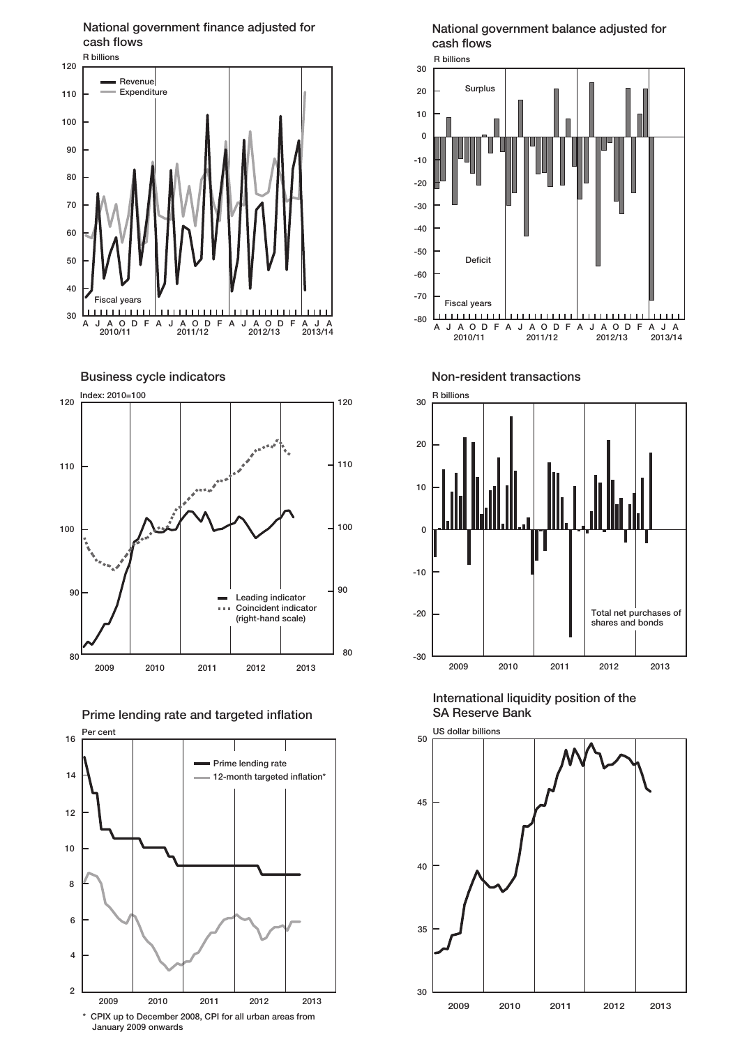## National government finance adjusted for cash flows

R billions

120
110
100
90
80
70
60
50
40
30

Revenue
Expenditure

Fiscal years

A J A O D F A J A O D F A J A O D F A J A

2010/11 2011/12 2012/13 2013/14

## National government balance adjusted for cash flows

R billions

30
20
10
0
-10
-20
-30
-40
-50
-60
-70
-80

Surplus

Deficit

Fiscal years

A J A O D F A J A O D F A J A O D F A J A

2010/11 2011/12 2012/13 2013/14

## Business cycle indicators

Index: 2010=100

120
110
100
90
80

120
110
100
90
80

Leading indicator
Coincident indicator (right-hand scale)

2009 2010 2011 2012 2013

## Non-resident transactions

R billions

30
20
10
0
-10
-20
-30

Total net purchases of shares and bonds

2009 2010 2011 2012 2013

## Prime lending rate and targeted inflation

Per cent

16
14
12
10
8
6
4
2

Prime lending rate
12-month targeted inflation*

2009 2010 2011 2012 2013

\* CPIX up to December 2008, CPI for all urban areas from January 2009 onwards

## International liquidity position of the SA Reserve Bank

US dollar billions

50
45
40
35
30

2009 2010 2011 2012 2013